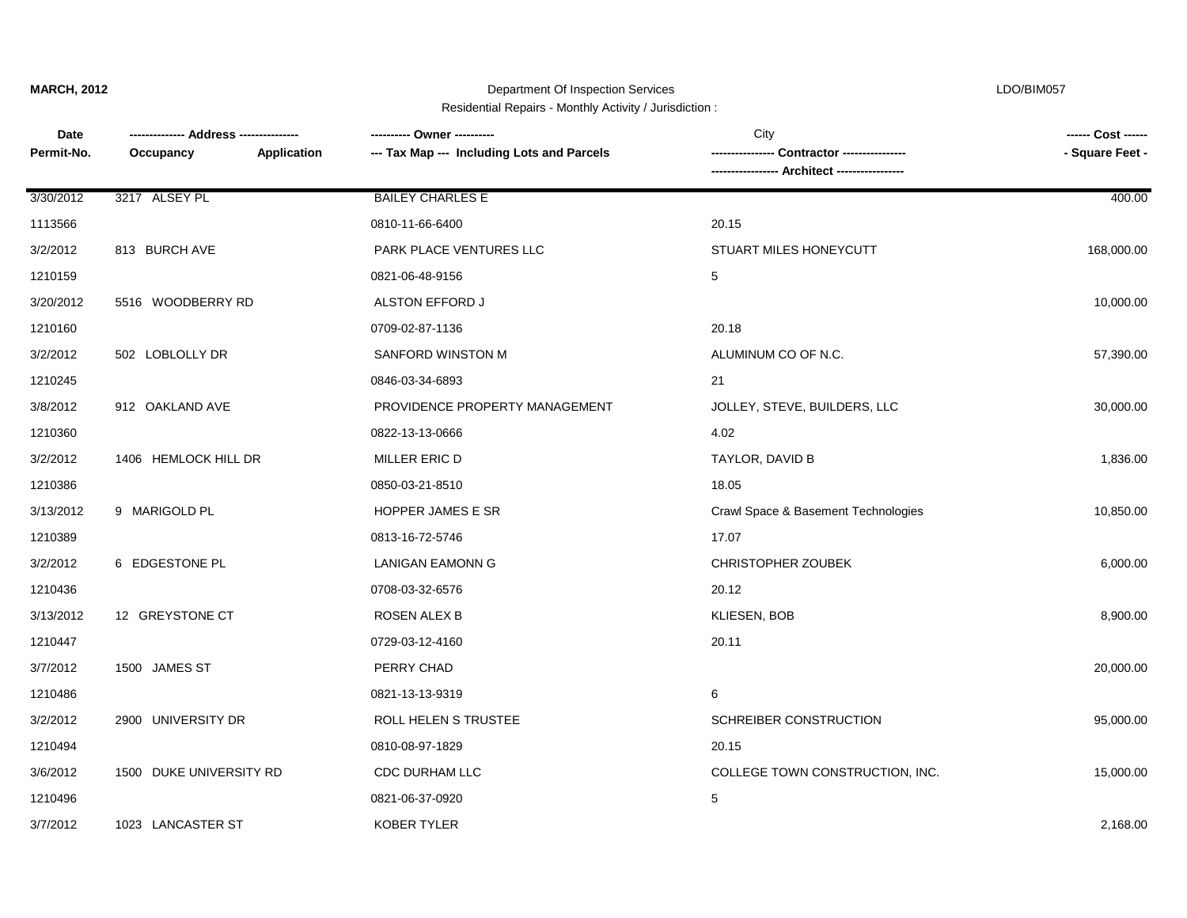**MARCH, 2012** Department Of Inspection Services LDO/BIM057

Residential Repairs - Monthly Activity / Jurisdiction :

| Date<br>Permit-No. | ------------- Address --------------<br>Occupancy Application | ---------- Owner ----------<br>--- Tax Map --- Including Lots and Parcels | City<br>---------------- Contractor ----------------<br>---------------- Architect ---------------- | ------ Cost ------<br>- Square Feet - |
|---|---|---|---|---|
| 3/30/2012 | 3217 ALSEY PL | BAILEY CHARLES E | | 400.00 |
| 1113566 | | 0810-11-66-6400 | 20.15 | |
| 3/2/2012 | 813 BURCH AVE | PARK PLACE VENTURES LLC | STUART MILES HONEYCUTT | 168,000.00 |
| 1210159 | | 0821-06-48-9156 | 5 | |
| 3/20/2012 | 5516 WOODBERRY RD | ALSTON EFFORD J | | 10,000.00 |
| 1210160 | | 0709-02-87-1136 | 20.18 | |
| 3/2/2012 | 502 LOBLOLLY DR | SANFORD WINSTON M | ALUMINUM CO OF N.C. | 57,390.00 |
| 1210245 | | 0846-03-34-6893 | 21 | |
| 3/8/2012 | 912 OAKLAND AVE | PROVIDENCE PROPERTY MANAGEMENT | JOLLEY, STEVE, BUILDERS, LLC | 30,000.00 |
| 1210360 | | 0822-13-13-0666 | 4.02 | |
| 3/2/2012 | 1406 HEMLOCK HILL DR | MILLER ERIC D | TAYLOR, DAVID B | 1,836.00 |
| 1210386 | | 0850-03-21-8510 | 18.05 | |
| 3/13/2012 | 9 MARIGOLD PL | HOPPER JAMES E SR | Crawl Space & Basement Technologies | 10,850.00 |
| 1210389 | | 0813-16-72-5746 | 17.07 | |
| 3/2/2012 | 6 EDGESTONE PL | LANIGAN EAMONN G | CHRISTOPHER ZOUBEK | 6,000.00 |
| 1210436 | | 0708-03-32-6576 | 20.12 | |
| 3/13/2012 | 12 GREYSTONE CT | ROSEN ALEX B | KLIESEN, BOB | 8,900.00 |
| 1210447 | | 0729-03-12-4160 | 20.11 | |
| 3/7/2012 | 1500 JAMES ST | PERRY CHAD | | 20,000.00 |
| 1210486 | | 0821-13-13-9319 | 6 | |
| 3/2/2012 | 2900 UNIVERSITY DR | ROLL HELEN S TRUSTEE | SCHREIBER CONSTRUCTION | 95,000.00 |
| 1210494 | | 0810-08-97-1829 | 20.15 | |
| 3/6/2012 | 1500 DUKE UNIVERSITY RD | CDC DURHAM LLC | COLLEGE TOWN CONSTRUCTION, INC. | 15,000.00 |
| 1210496 | | 0821-06-37-0920 | 5 | |
| 3/7/2012 | 1023 LANCASTER ST | KOBER TYLER | | 2,168.00 |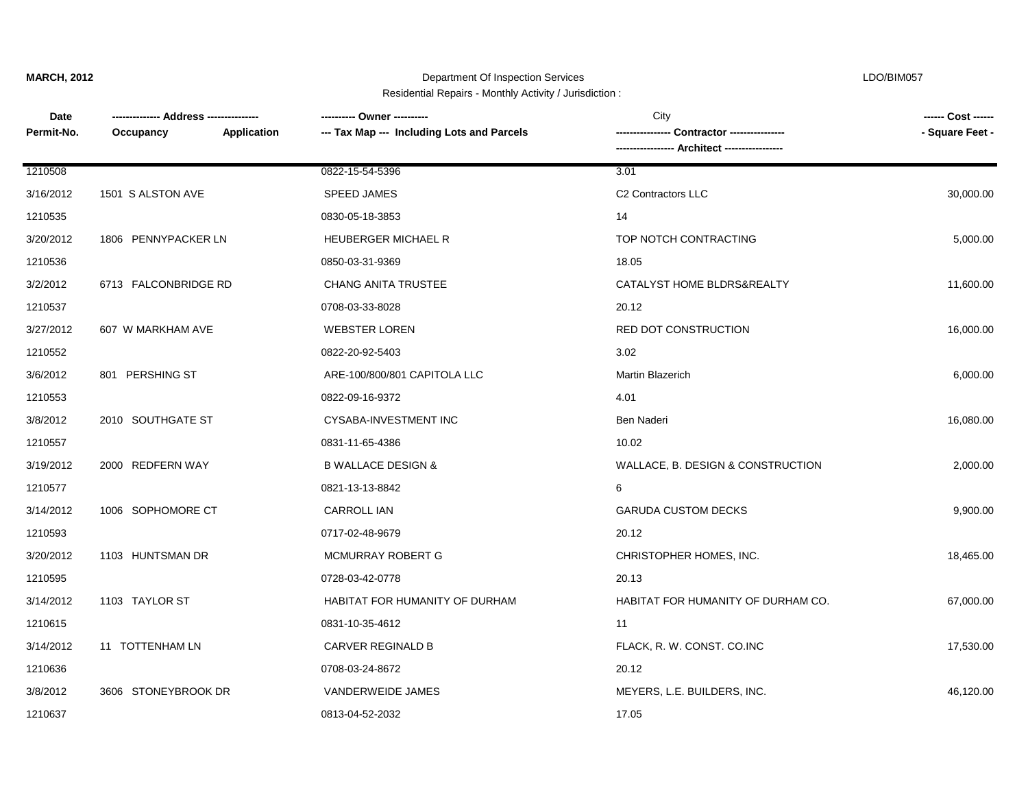**MARCH, 2012**

Department Of Inspection Services

Residential Repairs - Monthly Activity / Jurisdiction :

LDO/BIM057

| Date<br>Permit-No. | ------------- Address --------------<br>Occupancy | <br>Application | ---------- Owner ----------<br>--- Tax Map --- Including Lots and Parcels | City<br>---------------- Contractor ----------------<br>---------------- Architect ---------------- | ------ Cost ------<br>- Square Feet - |
|---|---|---|---|---|---|
| 1210508 | | | 0822-15-54-5396 | 3.01 | |
| 3/16/2012 | 1501 S ALSTON AVE | | SPEED JAMES | C2 Contractors LLC | 30,000.00 |
| 1210535 | | | 0830-05-18-3853 | 14 | |
| 3/20/2012 | 1806 PENNYPACKER LN | | HEUBERGER MICHAEL R | TOP NOTCH CONTRACTING | 5,000.00 |
| 1210536 | | | 0850-03-31-9369 | 18.05 | |
| 3/2/2012 | 6713 FALCONBRIDGE RD | | CHANG ANITA TRUSTEE | CATALYST HOME BLDRS&REALTY | 11,600.00 |
| 1210537 | | | 0708-03-33-8028 | 20.12 | |
| 3/27/2012 | 607 W MARKHAM AVE | | WEBSTER LOREN | RED DOT CONSTRUCTION | 16,000.00 |
| 1210552 | | | 0822-20-92-5403 | 3.02 | |
| 3/6/2012 | 801 PERSHING ST | | ARE-100/800/801 CAPITOLA LLC | Martin Blazerich | 6,000.00 |
| 1210553 | | | 0822-09-16-9372 | 4.01 | |
| 3/8/2012 | 2010 SOUTHGATE ST | | CYSABA-INVESTMENT INC | Ben Naderi | 16,080.00 |
| 1210557 | | | 0831-11-65-4386 | 10.02 | |
| 3/19/2012 | 2000 REDFERN WAY | | B WALLACE DESIGN & | WALLACE, B. DESIGN & CONSTRUCTION | 2,000.00 |
| 1210577 | | | 0821-13-13-8842 | 6 | |
| 3/14/2012 | 1006 SOPHOMORE CT | | CARROLL IAN | GARUDA CUSTOM DECKS | 9,900.00 |
| 1210593 | | | 0717-02-48-9679 | 20.12 | |
| 3/20/2012 | 1103 HUNTSMAN DR | | MCMURRAY ROBERT G | CHRISTOPHER HOMES, INC. | 18,465.00 |
| 1210595 | | | 0728-03-42-0778 | 20.13 | |
| 3/14/2012 | 1103 TAYLOR ST | | HABITAT FOR HUMANITY OF DURHAM | HABITAT FOR HUMANITY OF DURHAM CO. | 67,000.00 |
| 1210615 | | | 0831-10-35-4612 | 11 | |
| 3/14/2012 | 11 TOTTENHAM LN | | CARVER REGINALD B | FLACK, R. W. CONST. CO.INC | 17,530.00 |
| 1210636 | | | 0708-03-24-8672 | 20.12 | |
| 3/8/2012 | 3606 STONEYBROOK DR | | VANDERWEIDE JAMES | MEYERS, L.E. BUILDERS, INC. | 46,120.00 |
| 1210637 | | | 0813-04-52-2032 | 17.05 | |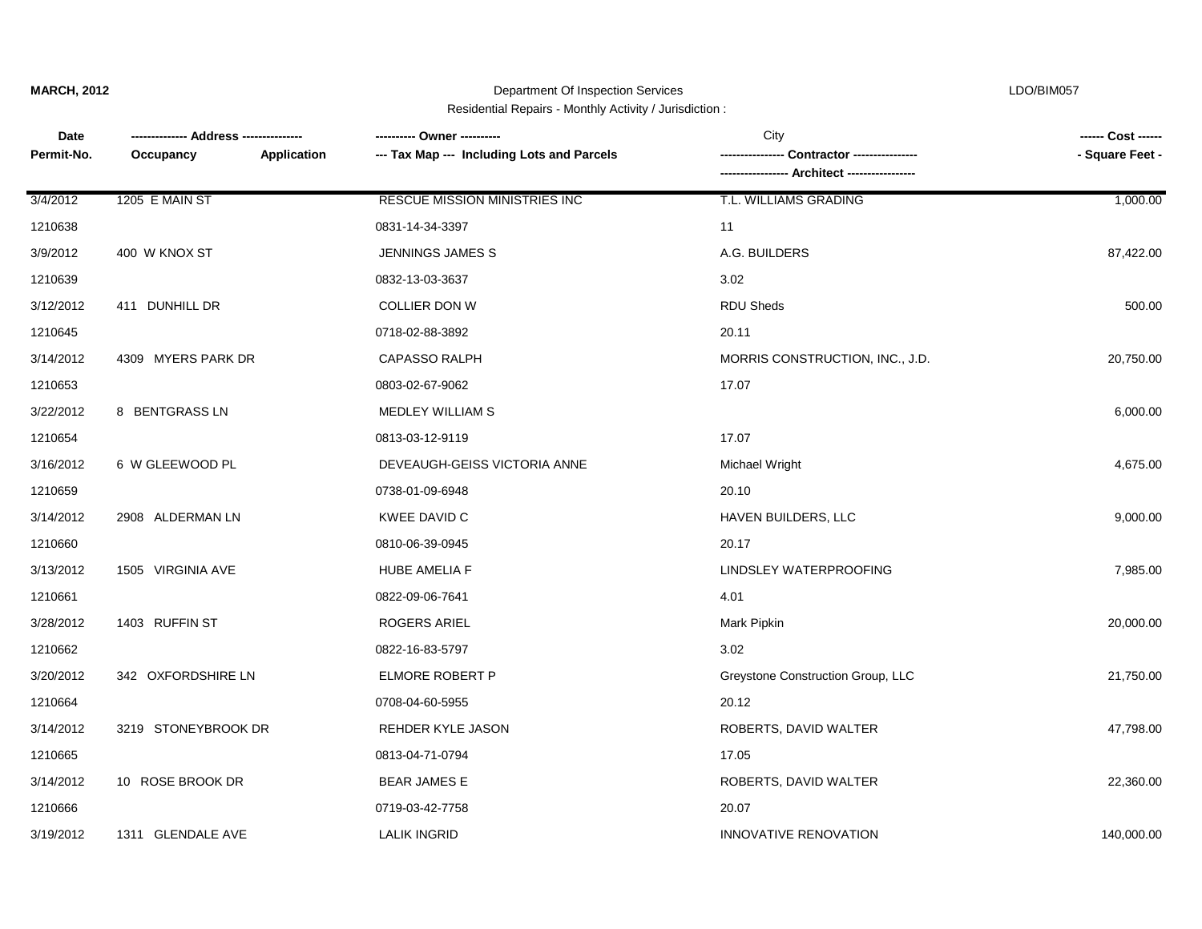**MARCH, 2012**

Department Of Inspection Services

Residential Repairs - Monthly Activity / Jurisdiction :

LDO/BIM057

| Date / Permit-No. | Address / Occupancy | Application | Owner / Tax Map --- Including Lots and Parcels | City / Contractor / Architect | Cost / Square Feet |
|---|---|---|---|---|---|
| 3/4/2012 | 1205 E MAIN ST | | RESCUE MISSION MINISTRIES INC | T.L. WILLIAMS GRADING | 1,000.00 |
| 1210638 | | | 0831-14-34-3397 | 11 | |
| 3/9/2012 | 400 W KNOX ST | | JENNINGS JAMES S | A.G. BUILDERS | 87,422.00 |
| 1210639 | | | 0832-13-03-3637 | 3.02 | |
| 3/12/2012 | 411 DUNHILL DR | | COLLIER DON W | RDU Sheds | 500.00 |
| 1210645 | | | 0718-02-88-3892 | 20.11 | |
| 3/14/2012 | 4309 MYERS PARK DR | | CAPASSO RALPH | MORRIS CONSTRUCTION, INC., J.D. | 20,750.00 |
| 1210653 | | | 0803-02-67-9062 | 17.07 | |
| 3/22/2012 | 8 BENTGRASS LN | | MEDLEY WILLIAM S | | 6,000.00 |
| 1210654 | | | 0813-03-12-9119 | 17.07 | |
| 3/16/2012 | 6 W GLEEWOOD PL | | DEVEAUGH-GEISS VICTORIA ANNE | Michael Wright | 4,675.00 |
| 1210659 | | | 0738-01-09-6948 | 20.10 | |
| 3/14/2012 | 2908 ALDERMAN LN | | KWEE DAVID C | HAVEN BUILDERS, LLC | 9,000.00 |
| 1210660 | | | 0810-06-39-0945 | 20.17 | |
| 3/13/2012 | 1505 VIRGINIA AVE | | HUBE AMELIA F | LINDSLEY WATERPROOFING | 7,985.00 |
| 1210661 | | | 0822-09-06-7641 | 4.01 | |
| 3/28/2012 | 1403 RUFFIN ST | | ROGERS ARIEL | Mark Pipkin | 20,000.00 |
| 1210662 | | | 0822-16-83-5797 | 3.02 | |
| 3/20/2012 | 342 OXFORDSHIRE LN | | ELMORE ROBERT P | Greystone Construction Group, LLC | 21,750.00 |
| 1210664 | | | 0708-04-60-5955 | 20.12 | |
| 3/14/2012 | 3219 STONEYBROOK DR | | REHDER KYLE JASON | ROBERTS, DAVID WALTER | 47,798.00 |
| 1210665 | | | 0813-04-71-0794 | 17.05 | |
| 3/14/2012 | 10 ROSE BROOK DR | | BEAR JAMES E | ROBERTS, DAVID WALTER | 22,360.00 |
| 1210666 | | | 0719-03-42-7758 | 20.07 | |
| 3/19/2012 | 1311 GLENDALE AVE | | LALIK INGRID | INNOVATIVE RENOVATION | 140,000.00 |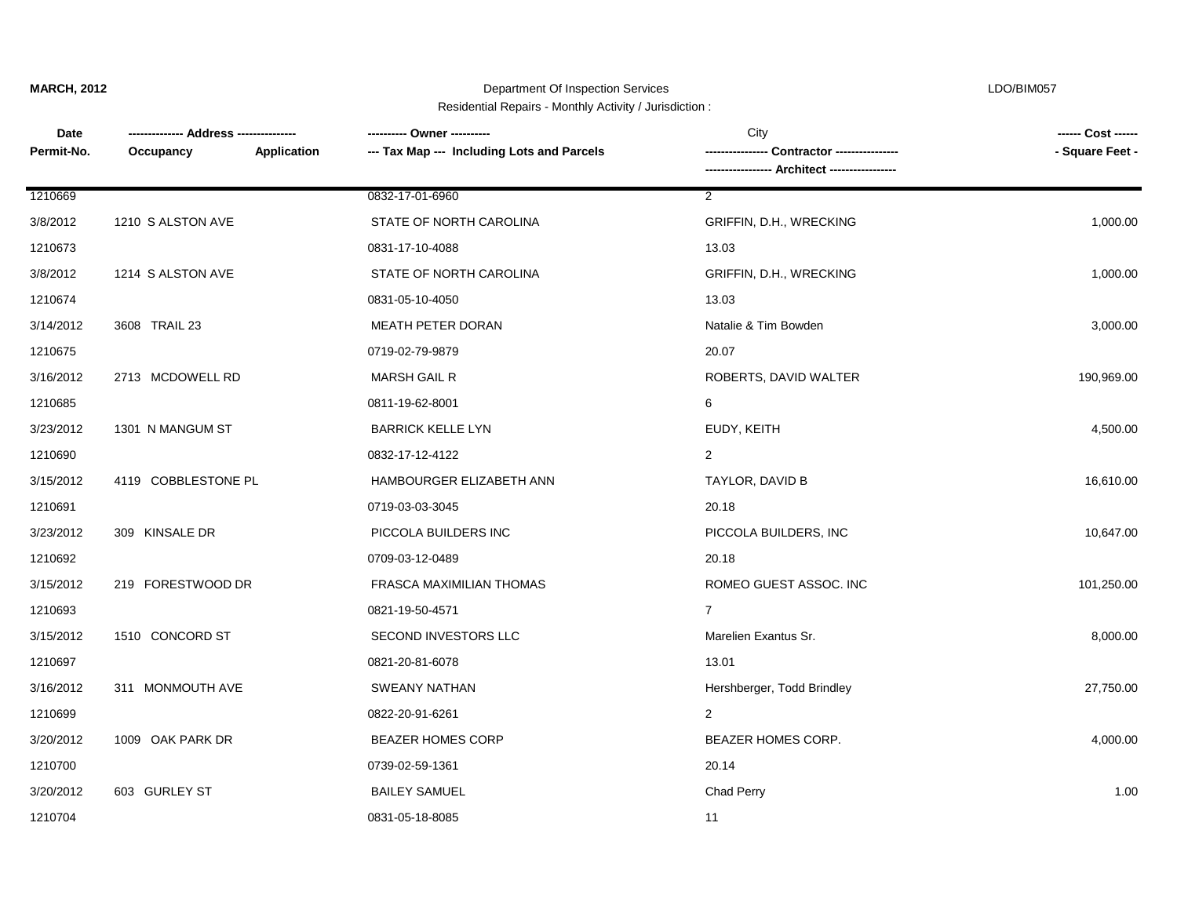| Date / Permit-No. | Address / Occupancy | Application | Owner / Tax Map --- Including Lots and Parcels | City / Contractor / Architect | Cost / Square Feet |
|---|---|---|---|---|---|
| 1210669 | | | 0832-17-01-6960 | 2 | |
| 3/8/2012 | 1210 S ALSTON AVE | | STATE OF NORTH CAROLINA | GRIFFIN, D.H., WRECKING | 1,000.00 |
| 1210673 | | | 0831-17-10-4088 | 13.03 | |
| 3/8/2012 | 1214 S ALSTON AVE | | STATE OF NORTH CAROLINA | GRIFFIN, D.H., WRECKING | 1,000.00 |
| 1210674 | | | 0831-05-10-4050 | 13.03 | |
| 3/14/2012 | 3608 TRAIL 23 | | MEATH PETER DORAN | Natalie & Tim Bowden | 3,000.00 |
| 1210675 | | | 0719-02-79-9879 | 20.07 | |
| 3/16/2012 | 2713 MCDOWELL RD | | MARSH GAIL R | ROBERTS, DAVID WALTER | 190,969.00 |
| 1210685 | | | 0811-19-62-8001 | 6 | |
| 3/23/2012 | 1301 N MANGUM ST | | BARRICK KELLE LYN | EUDY, KEITH | 4,500.00 |
| 1210690 | | | 0832-17-12-4122 | 2 | |
| 3/15/2012 | 4119 COBBLESTONE PL | | HAMBOURGER ELIZABETH ANN | TAYLOR, DAVID B | 16,610.00 |
| 1210691 | | | 0719-03-03-3045 | 20.18 | |
| 3/23/2012 | 309 KINSALE DR | | PICCOLA BUILDERS INC | PICCOLA BUILDERS, INC | 10,647.00 |
| 1210692 | | | 0709-03-12-0489 | 20.18 | |
| 3/15/2012 | 219 FORESTWOOD DR | | FRASCA MAXIMILIAN THOMAS | ROMEO GUEST ASSOC. INC | 101,250.00 |
| 1210693 | | | 0821-19-50-4571 | 7 | |
| 3/15/2012 | 1510 CONCORD ST | | SECOND INVESTORS LLC | Marelien Exantus Sr. | 8,000.00 |
| 1210697 | | | 0821-20-81-6078 | 13.01 | |
| 3/16/2012 | 311 MONMOUTH AVE | | SWEANY NATHAN | Hershberger, Todd Brindley | 27,750.00 |
| 1210699 | | | 0822-20-91-6261 | 2 | |
| 3/20/2012 | 1009 OAK PARK DR | | BEAZER HOMES CORP | BEAZER HOMES CORP. | 4,000.00 |
| 1210700 | | | 0739-02-59-1361 | 20.14 | |
| 3/20/2012 | 603 GURLEY ST | | BAILEY SAMUEL | Chad Perry | 1.00 |
| 1210704 | | | 0831-05-18-8085 | 11 | |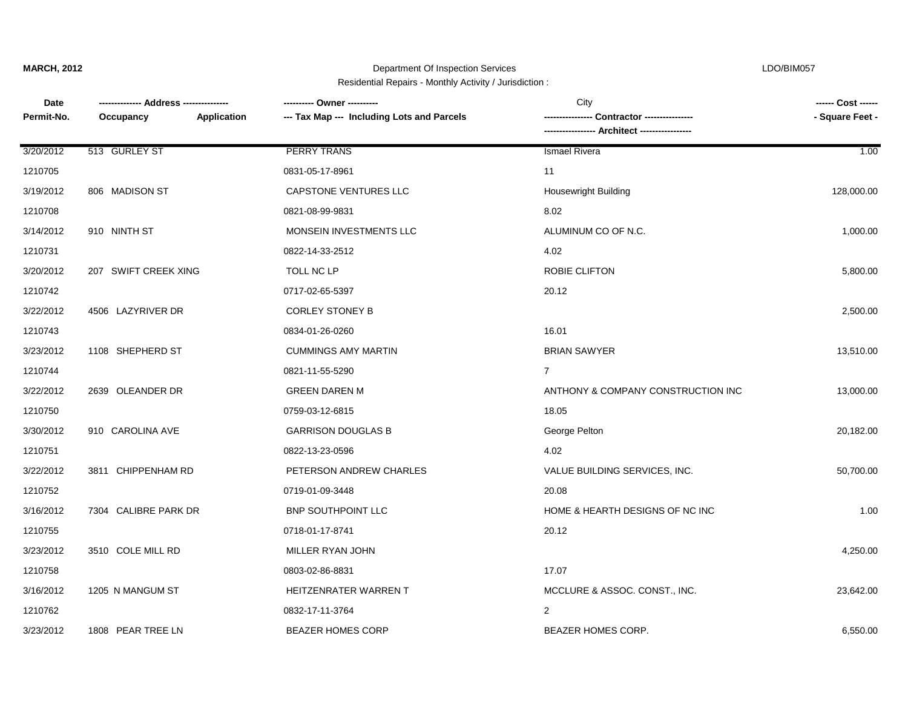**MARCH, 2012**

Department Of Inspection Services

Residential Repairs - Monthly Activity / Jurisdiction :

LDO/BIM057

| Date / Permit-No. | Address / Occupancy / Application | Owner / Tax Map Including Lots and Parcels | City / Contractor / Architect | Cost / Square Feet |
|---|---|---|---|---|
| 3/20/2012 | 513 GURLEY ST | PERRY TRANS | Ismael Rivera | 1.00 |
| 1210705 | | 0831-05-17-8961 | 11 | |
| 3/19/2012 | 806 MADISON ST | CAPSTONE VENTURES LLC | Housewright Building | 128,000.00 |
| 1210708 | | 0821-08-99-9831 | 8.02 | |
| 3/14/2012 | 910 NINTH ST | MONSEIN INVESTMENTS LLC | ALUMINUM CO OF N.C. | 1,000.00 |
| 1210731 | | 0822-14-33-2512 | 4.02 | |
| 3/20/2012 | 207 SWIFT CREEK XING | TOLL NC LP | ROBIE CLIFTON | 5,800.00 |
| 1210742 | | 0717-02-65-5397 | 20.12 | |
| 3/22/2012 | 4506 LAZYRIVER DR | CORLEY STONEY B | | 2,500.00 |
| 1210743 | | 0834-01-26-0260 | 16.01 | |
| 3/23/2012 | 1108 SHEPHERD ST | CUMMINGS AMY MARTIN | BRIAN SAWYER | 13,510.00 |
| 1210744 | | 0821-11-55-5290 | 7 | |
| 3/22/2012 | 2639 OLEANDER DR | GREEN DAREN M | ANTHONY & COMPANY CONSTRUCTION INC | 13,000.00 |
| 1210750 | | 0759-03-12-6815 | 18.05 | |
| 3/30/2012 | 910 CAROLINA AVE | GARRISON DOUGLAS B | George Pelton | 20,182.00 |
| 1210751 | | 0822-13-23-0596 | 4.02 | |
| 3/22/2012 | 3811 CHIPPENHAM RD | PETERSON ANDREW CHARLES | VALUE BUILDING SERVICES, INC. | 50,700.00 |
| 1210752 | | 0719-01-09-3448 | 20.08 | |
| 3/16/2012 | 7304 CALIBRE PARK DR | BNP SOUTHPOINT LLC | HOME & HEARTH DESIGNS OF NC INC | 1.00 |
| 1210755 | | 0718-01-17-8741 | 20.12 | |
| 3/23/2012 | 3510 COLE MILL RD | MILLER RYAN JOHN | | 4,250.00 |
| 1210758 | | 0803-02-86-8831 | 17.07 | |
| 3/16/2012 | 1205 N MANGUM ST | HEITZENRATER WARREN T | MCCLURE & ASSOC. CONST., INC. | 23,642.00 |
| 1210762 | | 0832-17-11-3764 | 2 | |
| 3/23/2012 | 1808 PEAR TREE LN | BEAZER HOMES CORP | BEAZER HOMES CORP. | 6,550.00 |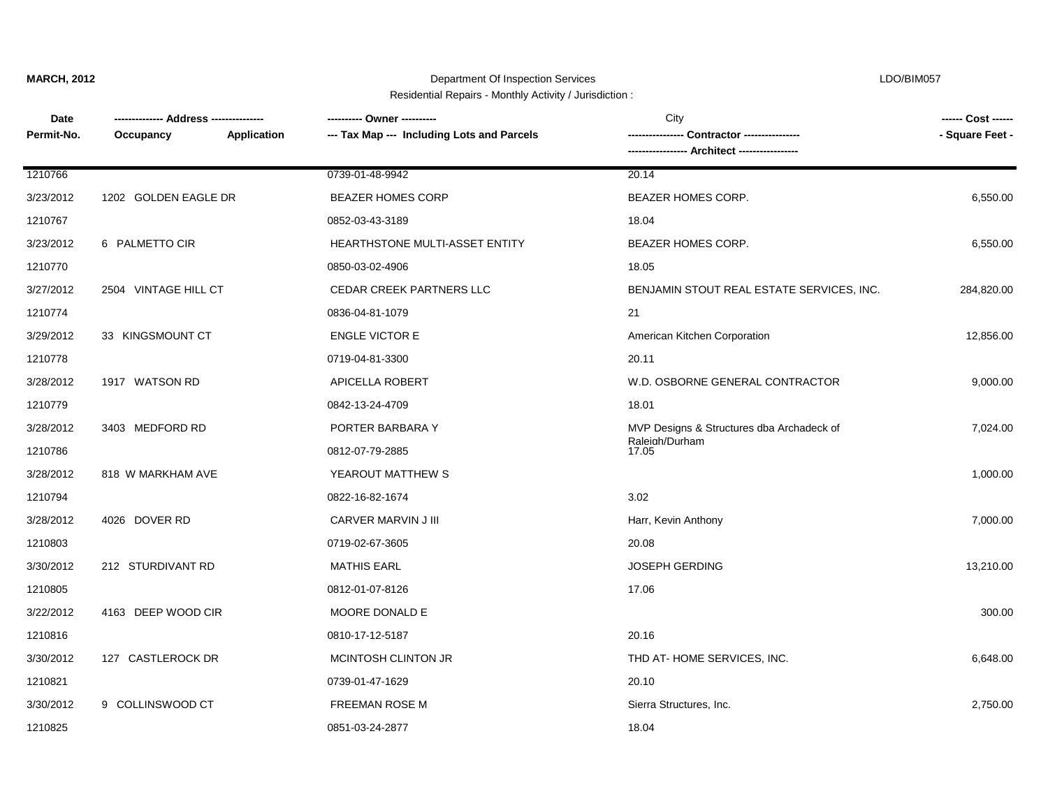**MARCH, 2012** Department Of Inspection Services LDO/BIM057

Residential Repairs - Monthly Activity / Jurisdiction :

| Date / Permit-No. | Address / Occupancy / Application | Owner / Tax Map --- Including Lots and Parcels | City / Contractor / Architect | Cost / Square Feet |
|---|---|---|---|---|
| 1210766 | | 0739-01-48-9942 | 20.14 | |
| 3/23/2012 | 1202 GOLDEN EAGLE DR | BEAZER HOMES CORP | BEAZER HOMES CORP. | 6,550.00 |
| 1210767 | | 0852-03-43-3189 | 18.04 | |
| 3/23/2012 | 6 PALMETTO CIR | HEARTHSTONE MULTI-ASSET ENTITY | BEAZER HOMES CORP. | 6,550.00 |
| 1210770 | | 0850-03-02-4906 | 18.05 | |
| 3/27/2012 | 2504 VINTAGE HILL CT | CEDAR CREEK PARTNERS LLC | BENJAMIN STOUT REAL ESTATE SERVICES, INC. | 284,820.00 |
| 1210774 | | 0836-04-81-1079 | 21 | |
| 3/29/2012 | 33 KINGSMOUNT CT | ENGLE VICTOR E | American Kitchen Corporation | 12,856.00 |
| 1210778 | | 0719-04-81-3300 | 20.11 | |
| 3/28/2012 | 1917 WATSON RD | APICELLA ROBERT | W.D. OSBORNE GENERAL CONTRACTOR | 9,000.00 |
| 1210779 | | 0842-13-24-4709 | 18.01 | |
| 3/28/2012 | 3403 MEDFORD RD | PORTER BARBARA Y | MVP Designs & Structures dba Archadeck of Raleigh/Durham | 7,024.00 |
| 1210786 | | 0812-07-79-2885 | 17.05 | |
| 3/28/2012 | 818 W MARKHAM AVE | YEAROUT MATTHEW S | | 1,000.00 |
| 1210794 | | 0822-16-82-1674 | 3.02 | |
| 3/28/2012 | 4026 DOVER RD | CARVER MARVIN J III | Harr, Kevin Anthony | 7,000.00 |
| 1210803 | | 0719-02-67-3605 | 20.08 | |
| 3/30/2012 | 212 STURDIVANT RD | MATHIS EARL | JOSEPH GERDING | 13,210.00 |
| 1210805 | | 0812-01-07-8126 | 17.06 | |
| 3/22/2012 | 4163 DEEP WOOD CIR | MOORE DONALD E | | 300.00 |
| 1210816 | | 0810-17-12-5187 | 20.16 | |
| 3/30/2012 | 127 CASTLEROCK DR | MCINTOSH CLINTON JR | THD AT- HOME SERVICES, INC. | 6,648.00 |
| 1210821 | | 0739-01-47-1629 | 20.10 | |
| 3/30/2012 | 9 COLLINSWOOD CT | FREEMAN ROSE M | Sierra Structures, Inc. | 2,750.00 |
| 1210825 | | 0851-03-24-2877 | 18.04 | |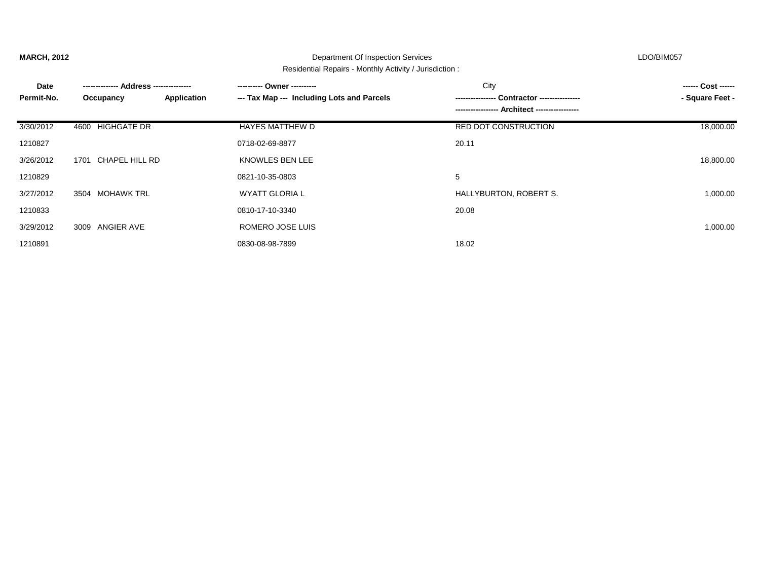**MARCH, 2012** | Department Of Inspection Services | LDO/BIM057

Residential Repairs - Monthly Activity / Jurisdiction :

| Date<br>Permit-No. | ------------- Address ---------------<br>Occupancy | Application | ---------- Owner ----------<br>--- Tax Map --- Including Lots and Parcels | City<br>---------------- Contractor ----------------<br>----------------- Architect ----------------- | ------ Cost ------<br>- Square Feet - |
|---|---|---|---|---|---|
| 3/30/2012 | 4600 HIGHGATE DR | | HAYES MATTHEW D | RED DOT CONSTRUCTION | 18,000.00 |
| 1210827 | | | 0718-02-69-8877 | 20.11 | |
| 3/26/2012 | 1701 CHAPEL HILL RD | | KNOWLES BEN LEE | | 18,800.00 |
| 1210829 | | | 0821-10-35-0803 | 5 | |
| 3/27/2012 | 3504 MOHAWK TRL | | WYATT GLORIA L | HALLYBURTON, ROBERT S. | 1,000.00 |
| 1210833 | | | 0810-17-10-3340 | 20.08 | |
| 3/29/2012 | 3009 ANGIER AVE | | ROMERO JOSE LUIS | | 1,000.00 |
| 1210891 | | | 0830-08-98-7899 | 18.02 | |